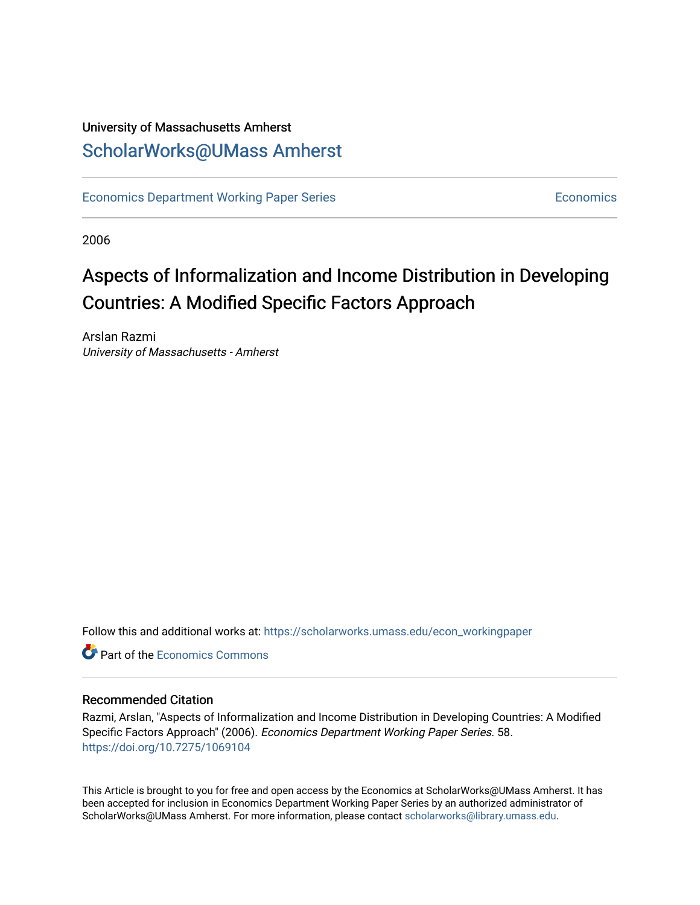University of Massachusetts Amherst

## ScholarWorks@UMass Amherst

Economics Department Working Paper Series | Economics

2006

# Aspects of Informalization and Income Distribution in Developing Countries: A Modified Specific Factors Approach

Arslan Razmi
*University of Massachusetts - Amherst*

Follow this and additional works at: https://scholarworks.umass.edu/econ_workingpaper

Part of the Economics Commons

### Recommended Citation

Razmi, Arslan, "Aspects of Informalization and Income Distribution in Developing Countries: A Modified Specific Factors Approach" (2006). *Economics Department Working Paper Series.* 58.
https://doi.org/10.7275/1069104

This Article is brought to you for free and open access by the Economics at ScholarWorks@UMass Amherst. It has been accepted for inclusion in Economics Department Working Paper Series by an authorized administrator of ScholarWorks@UMass Amherst. For more information, please contact scholarworks@library.umass.edu.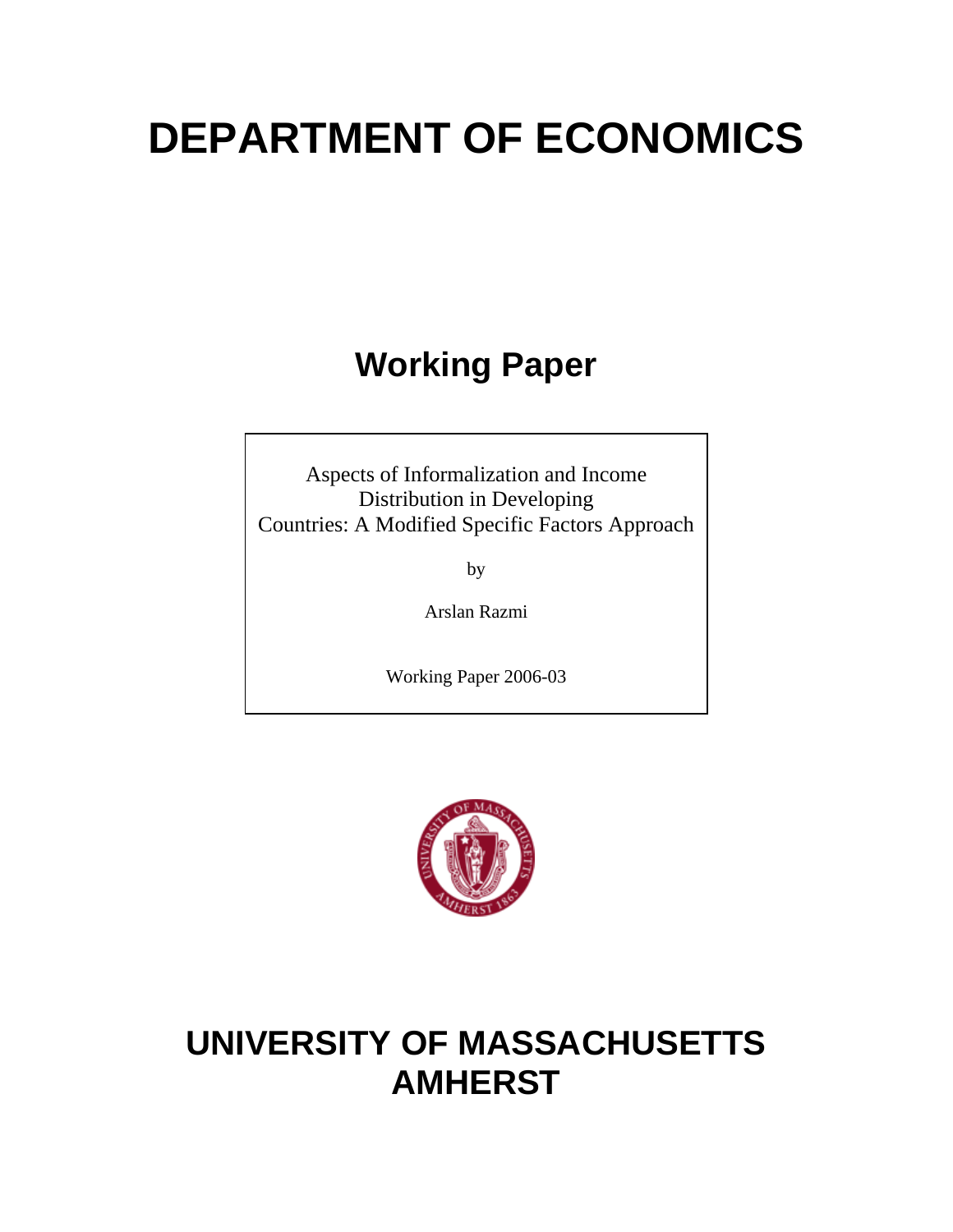# DEPARTMENT OF ECONOMICS

## Working Paper

Aspects of Informalization and Income Distribution in Developing Countries: A Modified Specific Factors Approach

by

Arslan Razmi

Working Paper 2006-03

# UNIVERSITY OF MASSACHUSETTS AMHERST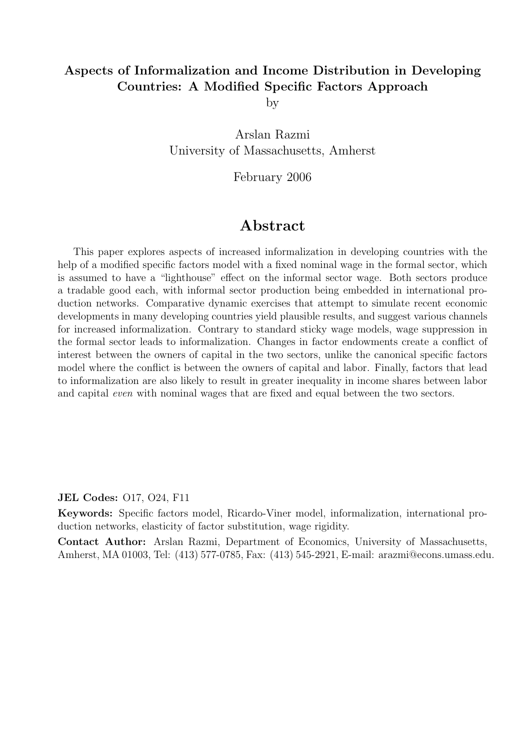**Aspects of Informalization and Income Distribution in Developing Countries: A Modified Specific Factors Approach**
by

Arslan Razmi
University of Massachusetts, Amherst

February 2006

# Abstract

This paper explores aspects of increased informalization in developing countries with the help of a modified specific factors model with a fixed nominal wage in the formal sector, which is assumed to have a "lighthouse" effect on the informal sector wage. Both sectors produce a tradable good each, with informal sector production being embedded in international production networks. Comparative dynamic exercises that attempt to simulate recent economic developments in many developing countries yield plausible results, and suggest various channels for increased informalization. Contrary to standard sticky wage models, wage suppression in the formal sector leads to informalization. Changes in factor endowments create a conflict of interest between the owners of capital in the two sectors, unlike the canonical specific factors model where the conflict is between the owners of capital and labor. Finally, factors that lead to informalization are also likely to result in greater inequality in income shares between labor and capital *even* with nominal wages that are fixed and equal between the two sectors.

**JEL Codes:** O17, O24, F11

**Keywords:** Specific factors model, Ricardo-Viner model, informalization, international production networks, elasticity of factor substitution, wage rigidity.

**Contact Author:** Arslan Razmi, Department of Economics, University of Massachusetts, Amherst, MA 01003, Tel: (413) 577-0785, Fax: (413) 545-2921, E-mail: arazmi@econs.umass.edu.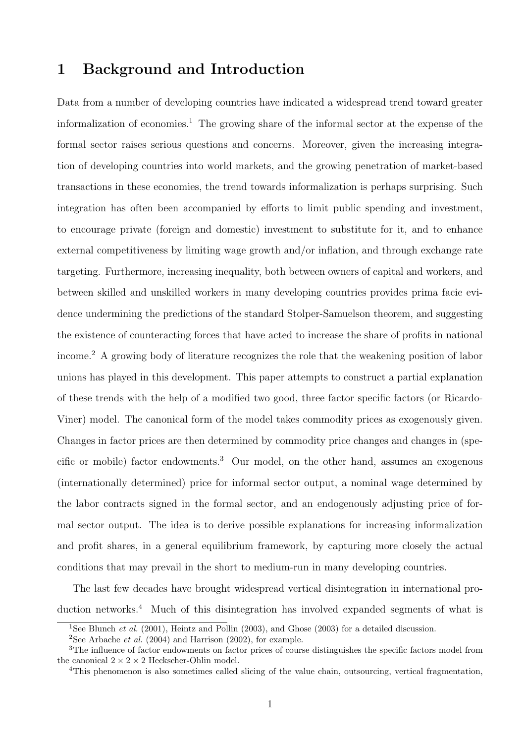# 1 Background and Introduction

Data from a number of developing countries have indicated a widespread trend toward greater informalization of economies.[1] The growing share of the informal sector at the expense of the formal sector raises serious questions and concerns. Moreover, given the increasing integration of developing countries into world markets, and the growing penetration of market-based transactions in these economies, the trend towards informalization is perhaps surprising. Such integration has often been accompanied by efforts to limit public spending and investment, to encourage private (foreign and domestic) investment to substitute for it, and to enhance external competitiveness by limiting wage growth and/or inflation, and through exchange rate targeting. Furthermore, increasing inequality, both between owners of capital and workers, and between skilled and unskilled workers in many developing countries provides prima facie evidence undermining the predictions of the standard Stolper-Samuelson theorem, and suggesting the existence of counteracting forces that have acted to increase the share of profits in national income.[2] A growing body of literature recognizes the role that the weakening position of labor unions has played in this development. This paper attempts to construct a partial explanation of these trends with the help of a modified two good, three factor specific factors (or Ricardo-Viner) model. The canonical form of the model takes commodity prices as exogenously given. Changes in factor prices are then determined by commodity price changes and changes in (specific or mobile) factor endowments.[3] Our model, on the other hand, assumes an exogenous (internationally determined) price for informal sector output, a nominal wage determined by the labor contracts signed in the formal sector, and an endogenously adjusting price of formal sector output. The idea is to derive possible explanations for increasing informalization and profit shares, in a general equilibrium framework, by capturing more closely the actual conditions that may prevail in the short to medium-run in many developing countries.

The last few decades have brought widespread vertical disintegration in international production networks.[4] Much of this disintegration has involved expanded segments of what is

[1] See Blunch *et al.* (2001), Heintz and Pollin (2003), and Ghose (2003) for a detailed discussion.

[2] See Arbache *et al.* (2004) and Harrison (2002), for example.

[3] The influence of factor endowments on factor prices of course distinguishes the specific factors model from the canonical $2 \times 2 \times 2$ Heckscher-Ohlin model.

[4] This phenomenon is also sometimes called slicing of the value chain, outsourcing, vertical fragmentation,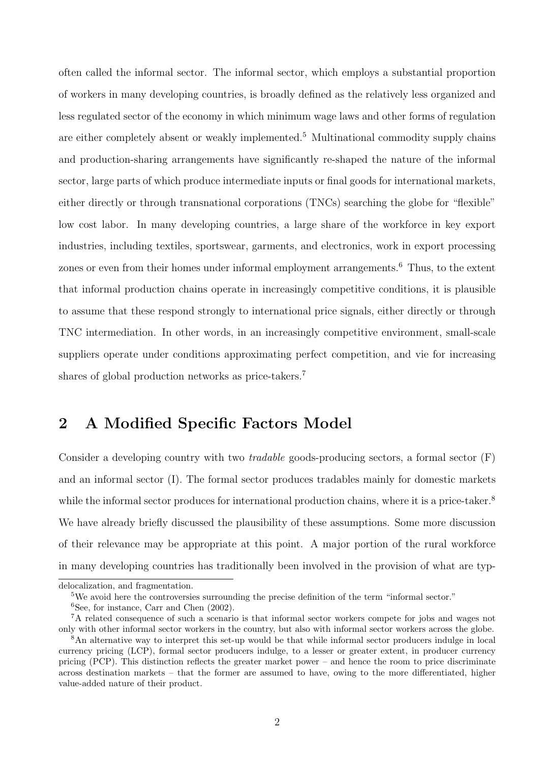often called the informal sector. The informal sector, which employs a substantial proportion of workers in many developing countries, is broadly defined as the relatively less organized and less regulated sector of the economy in which minimum wage laws and other forms of regulation are either completely absent or weakly implemented.[5] Multinational commodity supply chains and production-sharing arrangements have significantly re-shaped the nature of the informal sector, large parts of which produce intermediate inputs or final goods for international markets, either directly or through transnational corporations (TNCs) searching the globe for "flexible" low cost labor. In many developing countries, a large share of the workforce in key export industries, including textiles, sportswear, garments, and electronics, work in export processing zones or even from their homes under informal employment arrangements.[6] Thus, to the extent that informal production chains operate in increasingly competitive conditions, it is plausible to assume that these respond strongly to international price signals, either directly or through TNC intermediation. In other words, in an increasingly competitive environment, small-scale suppliers operate under conditions approximating perfect competition, and vie for increasing shares of global production networks as price-takers.[7]

## 2 A Modified Specific Factors Model

Consider a developing country with two *tradable* goods-producing sectors, a formal sector (F) and an informal sector (I). The formal sector produces tradables mainly for domestic markets while the informal sector produces for international production chains, where it is a price-taker.[8] We have already briefly discussed the plausibility of these assumptions. Some more discussion of their relevance may be appropriate at this point. A major portion of the rural workforce in many developing countries has traditionally been involved in the provision of what are typ-

---

delocalization, and fragmentation.

[5]We avoid here the controversies surrounding the precise definition of the term "informal sector."

[6]See, for instance, Carr and Chen (2002).

[7]A related consequence of such a scenario is that informal sector workers compete for jobs and wages not only with other informal sector workers in the country, but also with informal sector workers across the globe.

[8]An alternative way to interpret this set-up would be that while informal sector producers indulge in local currency pricing (LCP), formal sector producers indulge, to a lesser or greater extent, in producer currency pricing (PCP). This distinction reflects the greater market power – and hence the room to price discriminate across destination markets – that the former are assumed to have, owing to the more differentiated, higher value-added nature of their product.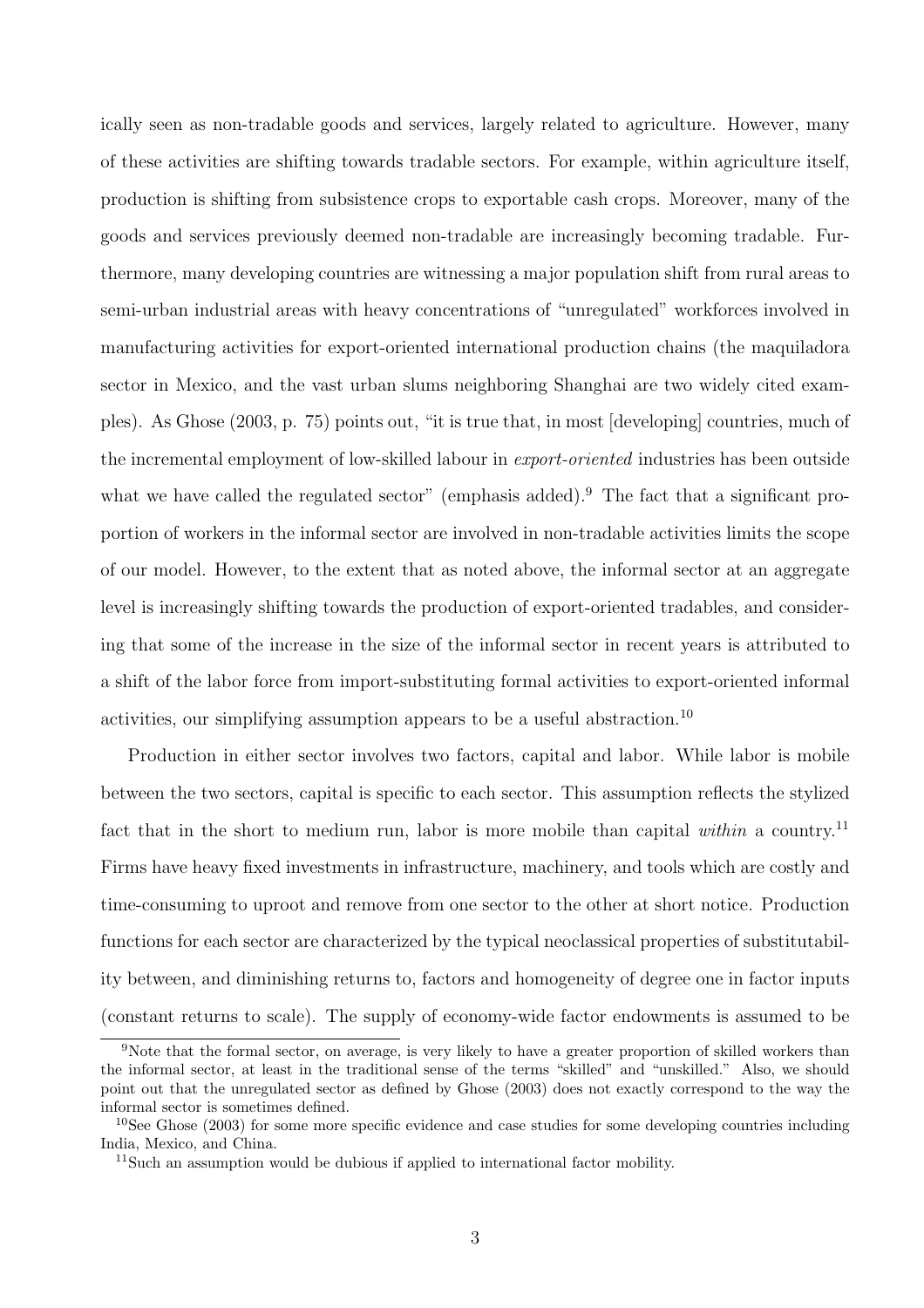ically seen as non-tradable goods and services, largely related to agriculture. However, many of these activities are shifting towards tradable sectors. For example, within agriculture itself, production is shifting from subsistence crops to exportable cash crops. Moreover, many of the goods and services previously deemed non-tradable are increasingly becoming tradable. Furthermore, many developing countries are witnessing a major population shift from rural areas to semi-urban industrial areas with heavy concentrations of "unregulated" workforces involved in manufacturing activities for export-oriented international production chains (the maquiladora sector in Mexico, and the vast urban slums neighboring Shanghai are two widely cited examples). As Ghose (2003, p. 75) points out, "it is true that, in most [developing] countries, much of the incremental employment of low-skilled labour in *export-oriented* industries has been outside what we have called the regulated sector" (emphasis added).[9] The fact that a significant proportion of workers in the informal sector are involved in non-tradable activities limits the scope of our model. However, to the extent that as noted above, the informal sector at an aggregate level is increasingly shifting towards the production of export-oriented tradables, and considering that some of the increase in the size of the informal sector in recent years is attributed to a shift of the labor force from import-substituting formal activities to export-oriented informal activities, our simplifying assumption appears to be a useful abstraction.[10]

Production in either sector involves two factors, capital and labor. While labor is mobile between the two sectors, capital is specific to each sector. This assumption reflects the stylized fact that in the short to medium run, labor is more mobile than capital *within* a country.[11] Firms have heavy fixed investments in infrastructure, machinery, and tools which are costly and time-consuming to uproot and remove from one sector to the other at short notice. Production functions for each sector are characterized by the typical neoclassical properties of substitutability between, and diminishing returns to, factors and homogeneity of degree one in factor inputs (constant returns to scale). The supply of economy-wide factor endowments is assumed to be

[9] Note that the formal sector, on average, is very likely to have a greater proportion of skilled workers than the informal sector, at least in the traditional sense of the terms "skilled" and "unskilled." Also, we should point out that the unregulated sector as defined by Ghose (2003) does not exactly correspond to the way the informal sector is sometimes defined.

[10] See Ghose (2003) for some more specific evidence and case studies for some developing countries including India, Mexico, and China.

[11] Such an assumption would be dubious if applied to international factor mobility.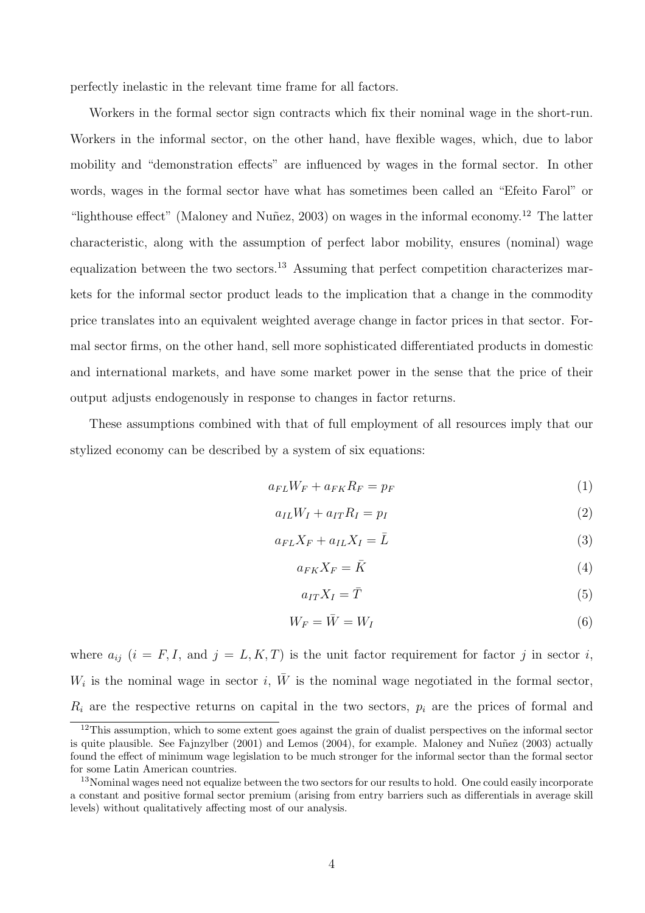perfectly inelastic in the relevant time frame for all factors.

Workers in the formal sector sign contracts which fix their nominal wage in the short-run. Workers in the informal sector, on the other hand, have flexible wages, which, due to labor mobility and "demonstration effects" are influenced by wages in the formal sector. In other words, wages in the formal sector have what has sometimes been called an "Efeito Farol" or "lighthouse effect" (Maloney and Nuñez, 2003) on wages in the informal economy.[12] The latter characteristic, along with the assumption of perfect labor mobility, ensures (nominal) wage equalization between the two sectors.[13] Assuming that perfect competition characterizes markets for the informal sector product leads to the implication that a change in the commodity price translates into an equivalent weighted average change in factor prices in that sector. Formal sector firms, on the other hand, sell more sophisticated differentiated products in domestic and international markets, and have some market power in the sense that the price of their output adjusts endogenously in response to changes in factor returns.

These assumptions combined with that of full employment of all resources imply that our stylized economy can be described by a system of six equations:

$$a_{FL}W_F + a_{FK}R_F = p_F \tag{1}$$

$$a_{IL}W_I + a_{IT}R_I = p_I \tag{2}$$

$$a_{FL}X_F + a_{IL}X_I = \bar{L} \tag{3}$$

$$a_{FK}X_F = \bar{K} \tag{4}$$

$$a_{IT}X_I = \bar{T} \tag{5}$$

$$W_F = \bar{W} = W_I \tag{6}$$

where $a_{ij}$ ($i = F, I$, and $j = L, K, T$) is the unit factor requirement for factor $j$ in sector $i$, $W_i$ is the nominal wage in sector $i$, $\bar{W}$ is the nominal wage negotiated in the formal sector, $R_i$ are the respective returns on capital in the two sectors, $p_i$ are the prices of formal and

[12] This assumption, which to some extent goes against the grain of dualist perspectives on the informal sector is quite plausible. See Fajnzylber (2001) and Lemos (2004), for example. Maloney and Nuñez (2003) actually found the effect of minimum wage legislation to be much stronger for the informal sector than the formal sector for some Latin American countries.

[13] Nominal wages need not equalize between the two sectors for our results to hold. One could easily incorporate a constant and positive formal sector premium (arising from entry barriers such as differentials in average skill levels) without qualitatively affecting most of our analysis.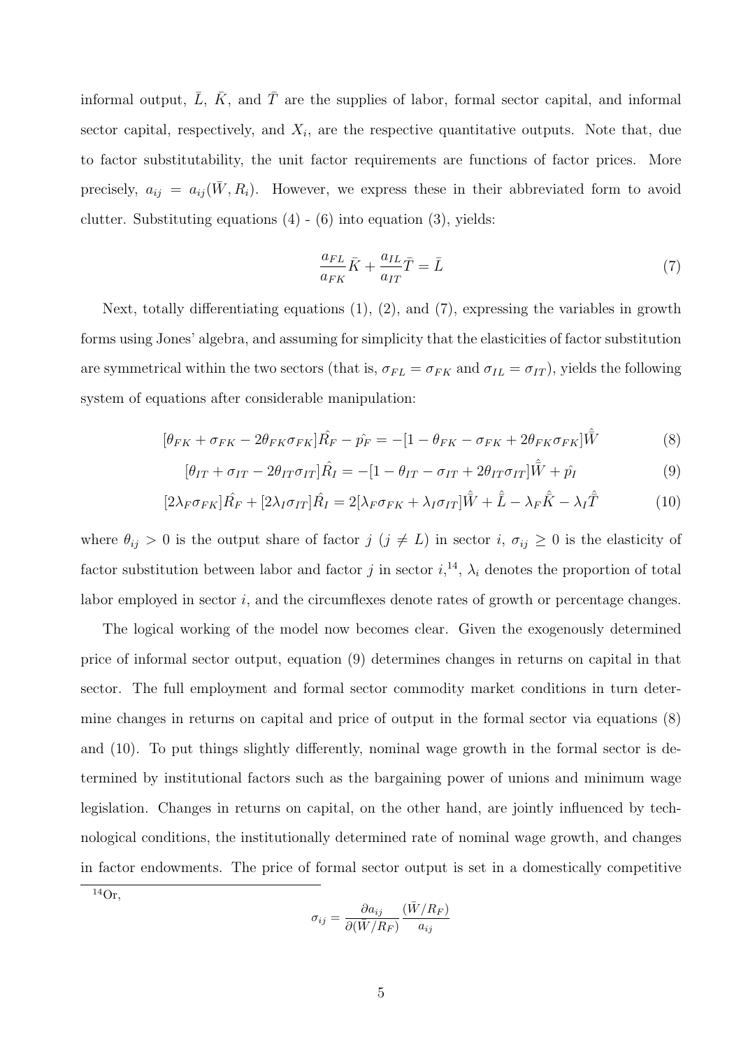informal output, $\bar{L}$, $\bar{K}$, and $\bar{T}$ are the supplies of labor, formal sector capital, and informal sector capital, respectively, and $X_i$, are the respective quantitative outputs. Note that, due to factor substitutability, the unit factor requirements are functions of factor prices. More precisely, $a_{ij} = a_{ij}(\bar{W}, R_i)$. However, we express these in their abbreviated form to avoid clutter. Substituting equations (4) - (6) into equation (3), yields:

$$\frac{a_{FL}}{a_{FK}}\bar{K} + \frac{a_{IL}}{a_{IT}}\bar{T} = \bar{L} \tag{7}$$

Next, totally differentiating equations (1), (2), and (7), expressing the variables in growth forms using Jones' algebra, and assuming for simplicity that the elasticities of factor substitution are symmetrical within the two sectors (that is, $\sigma_{FL} = \sigma_{FK}$ and $\sigma_{IL} = \sigma_{IT}$), yields the following system of equations after considerable manipulation:

$$[\theta_{FK} + \sigma_{FK} - 2\theta_{FK}\sigma_{FK}]\hat{R_F} - \hat{p_F} = -[1 - \theta_{FK} - \sigma_{FK} + 2\theta_{FK}\sigma_{FK}]\hat{\bar{W}} \tag{8}$$

$$[\theta_{IT} + \sigma_{IT} - 2\theta_{IT}\sigma_{IT}]\hat{R_I} = -[1 - \theta_{IT} - \sigma_{IT} + 2\theta_{IT}\sigma_{IT}]\hat{\bar{W}} + \hat{p_I} \tag{9}$$

$$[2\lambda_F\sigma_{FK}]\hat{R_F} + [2\lambda_I\sigma_{IT}]\hat{R_I} = 2[\lambda_F\sigma_{FK} + \lambda_I\sigma_{IT}]\hat{\bar{W}} + \hat{\bar{L}} - \lambda_F\hat{\bar{K}} - \lambda_I\hat{\bar{T}} \tag{10}$$

where $\theta_{ij} > 0$ is the output share of factor $j$ ($j \neq L$) in sector $i$, $\sigma_{ij} \geq 0$ is the elasticity of factor substitution between labor and factor $j$ in sector $i$,[14], $\lambda_i$ denotes the proportion of total labor employed in sector $i$, and the circumflexes denote rates of growth or percentage changes.

The logical working of the model now becomes clear. Given the exogenously determined price of informal sector output, equation (9) determines changes in returns on capital in that sector. The full employment and formal sector commodity market conditions in turn determine changes in returns on capital and price of output in the formal sector via equations (8) and (10). To put things slightly differently, nominal wage growth in the formal sector is determined by institutional factors such as the bargaining power of unions and minimum wage legislation. Changes in returns on capital, on the other hand, are jointly influenced by technological conditions, the institutionally determined rate of nominal wage growth, and changes in factor endowments. The price of formal sector output is set in a domestically competitive

[14]Or,

$$\sigma_{ij} = \frac{\partial a_{ij}}{\partial(\bar{W}/R_F)}\frac{(\bar{W}/R_F)}{a_{ij}}$$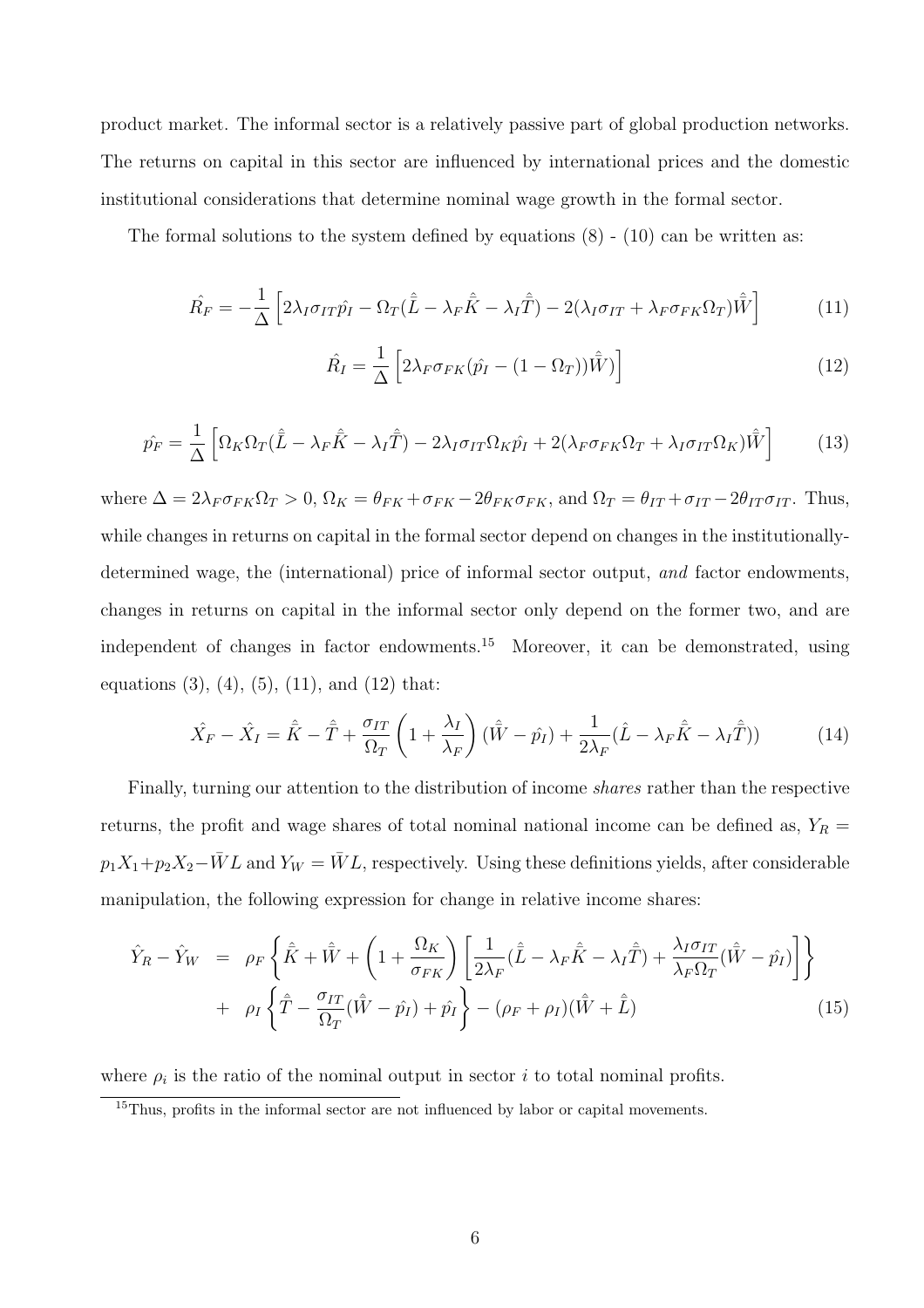product market. The informal sector is a relatively passive part of global production networks. The returns on capital in this sector are influenced by international prices and the domestic institutional considerations that determine nominal wage growth in the formal sector.

The formal solutions to the system defined by equations (8) - (10) can be written as:

$$\hat{R_F} = -\frac{1}{\Delta}\left[2\lambda_I\sigma_{IT}\hat{p_I} - \Omega_T(\hat{\bar{L}} - \lambda_F\hat{\bar{K}} - \lambda_I\hat{\bar{T}}) - 2(\lambda_I\sigma_{IT} + \lambda_F\sigma_{FK}\Omega_T)\hat{\bar{W}}\right] \tag{11}$$

$$\hat{R_I} = \frac{1}{\Delta}\left[2\lambda_F\sigma_{FK}(\hat{p_I} - (1-\Omega_T))\hat{\bar{W}})\right] \tag{12}$$

$$\hat{p_F} = \frac{1}{\Delta}\left[\Omega_K\Omega_T(\hat{\bar{L}} - \lambda_F\hat{\bar{K}} - \lambda_I\hat{\bar{T}}) - 2\lambda_I\sigma_{IT}\Omega_K\hat{p_I} + 2(\lambda_F\sigma_{FK}\Omega_T + \lambda_I\sigma_{IT}\Omega_K)\hat{\bar{W}}\right] \tag{13}$$

where $\Delta = 2\lambda_F\sigma_{FK}\Omega_T > 0$, $\Omega_K = \theta_{FK} + \sigma_{FK} - 2\theta_{FK}\sigma_{FK}$, and $\Omega_T = \theta_{IT} + \sigma_{IT} - 2\theta_{IT}\sigma_{IT}$. Thus, while changes in returns on capital in the formal sector depend on changes in the institutionally-determined wage, the (international) price of informal sector output, *and* factor endowments, changes in returns on capital in the informal sector only depend on the former two, and are independent of changes in factor endowments.[15] Moreover, it can be demonstrated, using equations (3), (4), (5), (11), and (12) that:

$$\hat{X_F} - \hat{X_I} = \hat{\bar{K}} - \hat{\bar{T}} + \frac{\sigma_{IT}}{\Omega_T}\left(1 + \frac{\lambda_I}{\lambda_F}\right)(\hat{\bar{W}} - \hat{p_I}) + \frac{1}{2\lambda_F}(\hat{L} - \lambda_F\hat{\bar{K}} - \lambda_I\hat{\bar{T}})) \tag{14}$$

Finally, turning our attention to the distribution of income *shares* rather than the respective returns, the profit and wage shares of total nominal national income can be defined as, $Y_R = p_1X_1 + p_2X_2 - \bar{W}L$ and $Y_W = \bar{W}L$, respectively. Using these definitions yields, after considerable manipulation, the following expression for change in relative income shares:

$$\begin{aligned}\hat{Y}_R - \hat{Y}_W &= \rho_F\left\{\hat{\bar{K}} + \hat{\bar{W}} + \left(1 + \frac{\Omega_K}{\sigma_{FK}}\right)\left[\frac{1}{2\lambda_F}(\hat{\bar{L}} - \lambda_F\hat{\bar{K}} - \lambda_I\hat{\bar{T}}) + \frac{\lambda_I\sigma_{IT}}{\lambda_F\Omega_T}(\hat{\bar{W}} - \hat{p_I})\right]\right\} \\ &+ \rho_I\left\{\hat{\bar{T}} - \frac{\sigma_{IT}}{\Omega_T}(\hat{\bar{W}} - \hat{p_I}) + \hat{p_I}\right\} - (\rho_F + \rho_I)(\hat{\bar{W}} + \hat{\bar{L}})\end{aligned} \tag{15}$$

where $\rho_i$ is the ratio of the nominal output in sector $i$ to total nominal profits.

[15] Thus, profits in the informal sector are not influenced by labor or capital movements.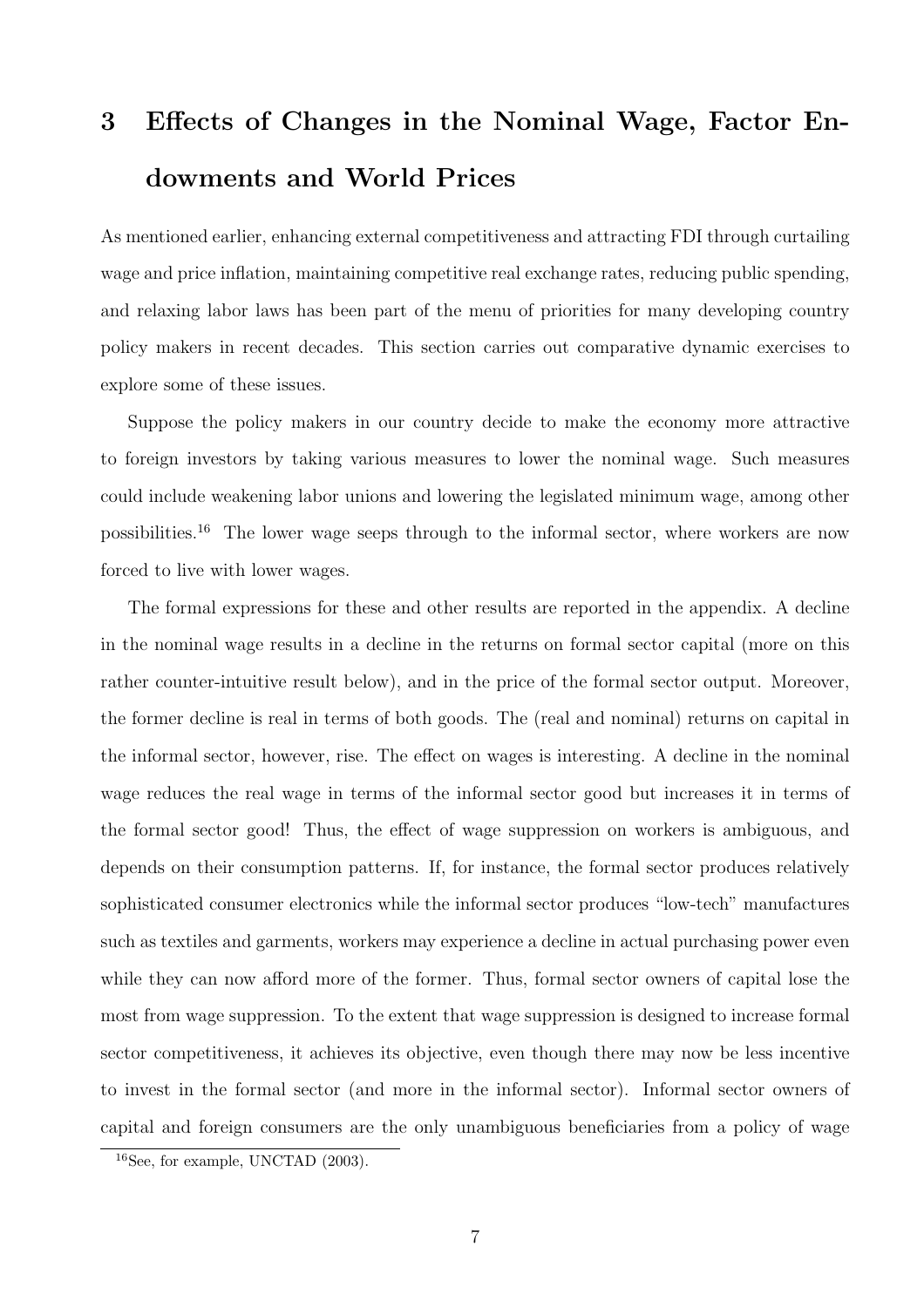# 3 Effects of Changes in the Nominal Wage, Factor Endowments and World Prices

As mentioned earlier, enhancing external competitiveness and attracting FDI through curtailing wage and price inflation, maintaining competitive real exchange rates, reducing public spending, and relaxing labor laws has been part of the menu of priorities for many developing country policy makers in recent decades. This section carries out comparative dynamic exercises to explore some of these issues.

Suppose the policy makers in our country decide to make the economy more attractive to foreign investors by taking various measures to lower the nominal wage. Such measures could include weakening labor unions and lowering the legislated minimum wage, among other possibilities.[16] The lower wage seeps through to the informal sector, where workers are now forced to live with lower wages.

The formal expressions for these and other results are reported in the appendix. A decline in the nominal wage results in a decline in the returns on formal sector capital (more on this rather counter-intuitive result below), and in the price of the formal sector output. Moreover, the former decline is real in terms of both goods. The (real and nominal) returns on capital in the informal sector, however, rise. The effect on wages is interesting. A decline in the nominal wage reduces the real wage in terms of the informal sector good but increases it in terms of the formal sector good! Thus, the effect of wage suppression on workers is ambiguous, and depends on their consumption patterns. If, for instance, the formal sector produces relatively sophisticated consumer electronics while the informal sector produces "low-tech" manufactures such as textiles and garments, workers may experience a decline in actual purchasing power even while they can now afford more of the former. Thus, formal sector owners of capital lose the most from wage suppression. To the extent that wage suppression is designed to increase formal sector competitiveness, it achieves its objective, even though there may now be less incentive to invest in the formal sector (and more in the informal sector). Informal sector owners of capital and foreign consumers are the only unambiguous beneficiaries from a policy of wage

[16] See, for example, UNCTAD (2003).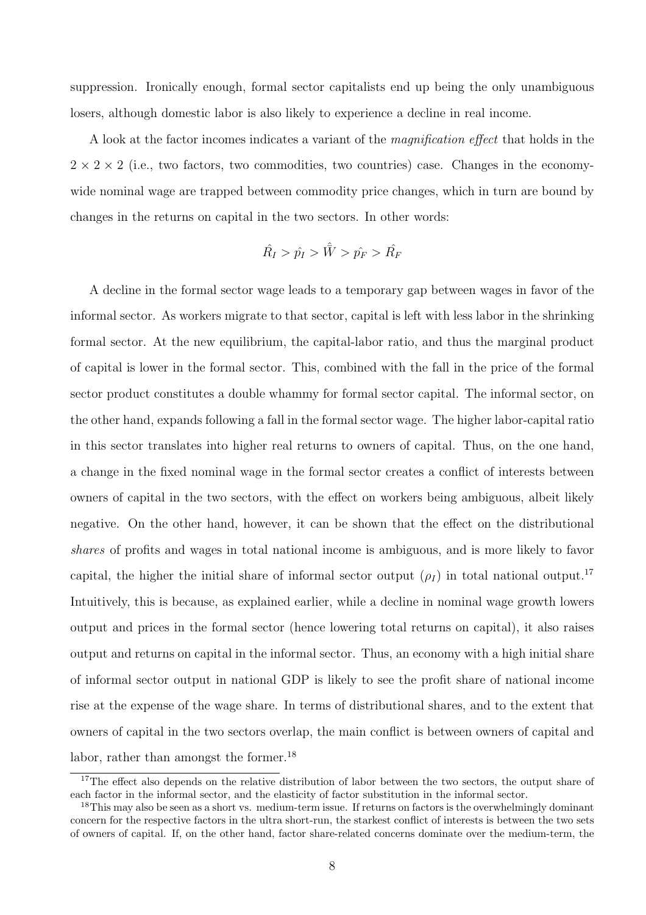suppression. Ironically enough, formal sector capitalists end up being the only unambiguous losers, although domestic labor is also likely to experience a decline in real income.

A look at the factor incomes indicates a variant of the *magnification effect* that holds in the $2 \times 2 \times 2$ (i.e., two factors, two commodities, two countries) case. Changes in the economy-wide nominal wage are trapped between commodity price changes, which in turn are bound by changes in the returns on capital in the two sectors. In other words:

$$\hat{R_I} > \hat{p_I} > \hat{\bar{W}} > \hat{p_F} > \hat{R_F}$$

A decline in the formal sector wage leads to a temporary gap between wages in favor of the informal sector. As workers migrate to that sector, capital is left with less labor in the shrinking formal sector. At the new equilibrium, the capital-labor ratio, and thus the marginal product of capital is lower in the formal sector. This, combined with the fall in the price of the formal sector product constitutes a double whammy for formal sector capital. The informal sector, on the other hand, expands following a fall in the formal sector wage. The higher labor-capital ratio in this sector translates into higher real returns to owners of capital. Thus, on the one hand, a change in the fixed nominal wage in the formal sector creates a conflict of interests between owners of capital in the two sectors, with the effect on workers being ambiguous, albeit likely negative. On the other hand, however, it can be shown that the effect on the distributional *shares* of profits and wages in total national income is ambiguous, and is more likely to favor capital, the higher the initial share of informal sector output ($\rho_I$) in total national output.[17] Intuitively, this is because, as explained earlier, while a decline in nominal wage growth lowers output and prices in the formal sector (hence lowering total returns on capital), it also raises output and returns on capital in the informal sector. Thus, an economy with a high initial share of informal sector output in national GDP is likely to see the profit share of national income rise at the expense of the wage share. In terms of distributional shares, and to the extent that owners of capital in the two sectors overlap, the main conflict is between owners of capital and labor, rather than amongst the former.[18]

[17] The effect also depends on the relative distribution of labor between the two sectors, the output share of each factor in the informal sector, and the elasticity of factor substitution in the informal sector.

[18] This may also be seen as a short vs. medium-term issue. If returns on factors is the overwhelmingly dominant concern for the respective factors in the ultra short-run, the starkest conflict of interests is between the two sets of owners of capital. If, on the other hand, factor share-related concerns dominate over the medium-term, the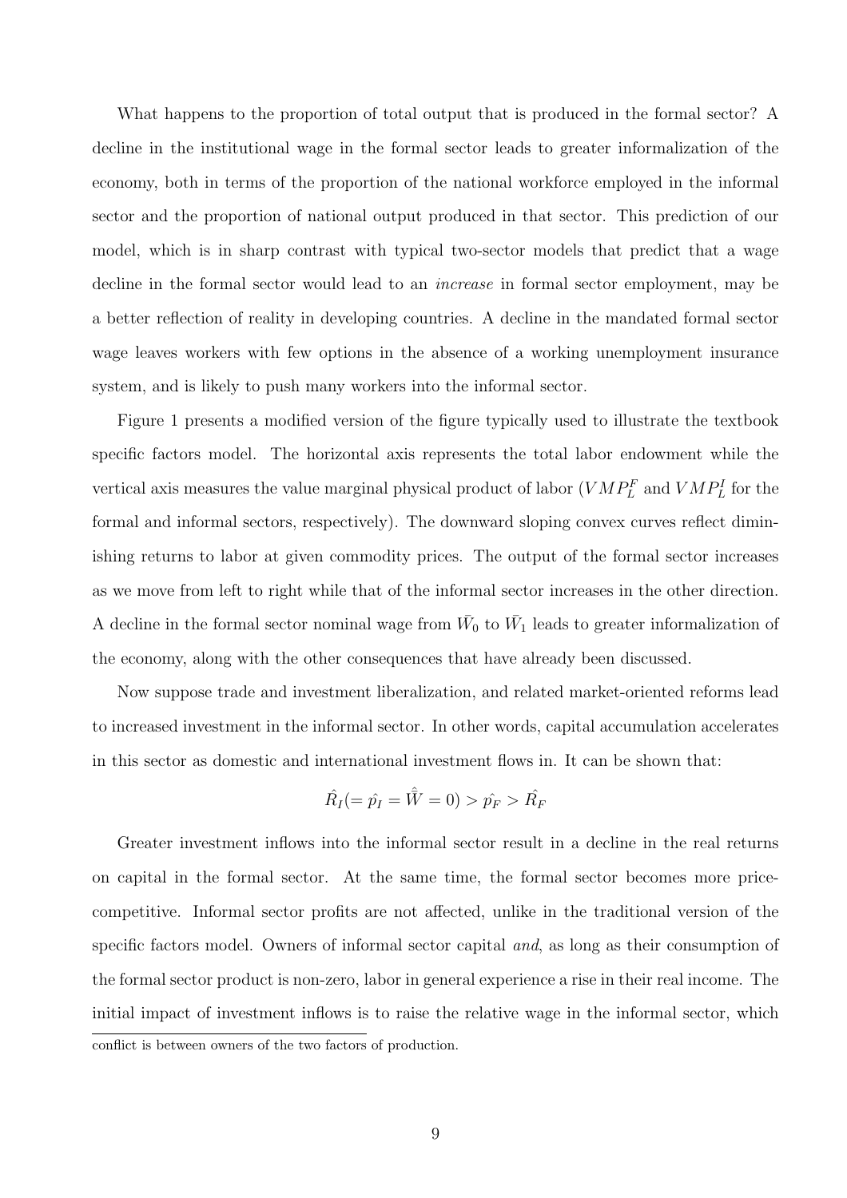What happens to the proportion of total output that is produced in the formal sector? A decline in the institutional wage in the formal sector leads to greater informalization of the economy, both in terms of the proportion of the national workforce employed in the informal sector and the proportion of national output produced in that sector. This prediction of our model, which is in sharp contrast with typical two-sector models that predict that a wage decline in the formal sector would lead to an *increase* in formal sector employment, may be a better reflection of reality in developing countries. A decline in the mandated formal sector wage leaves workers with few options in the absence of a working unemployment insurance system, and is likely to push many workers into the informal sector.

Figure 1 presents a modified version of the figure typically used to illustrate the textbook specific factors model. The horizontal axis represents the total labor endowment while the vertical axis measures the value marginal physical product of labor ($VMP_L^F$ and $VMP_L^I$ for the formal and informal sectors, respectively). The downward sloping convex curves reflect diminishing returns to labor at given commodity prices. The output of the formal sector increases as we move from left to right while that of the informal sector increases in the other direction. A decline in the formal sector nominal wage from $\bar{W}_0$ to $\bar{W}_1$ leads to greater informalization of the economy, along with the other consequences that have already been discussed.

Now suppose trade and investment liberalization, and related market-oriented reforms lead to increased investment in the informal sector. In other words, capital accumulation accelerates in this sector as domestic and international investment flows in. It can be shown that:

$$\hat{R_I}(=\hat{p_I}=\hat{\bar{W}}=0)>\hat{p_F}>\hat{R_F}$$

Greater investment inflows into the informal sector result in a decline in the real returns on capital in the formal sector. At the same time, the formal sector becomes more price-competitive. Informal sector profits are not affected, unlike in the traditional version of the specific factors model. Owners of informal sector capital *and*, as long as their consumption of the formal sector product is non-zero, labor in general experience a rise in their real income. The initial impact of investment inflows is to raise the relative wage in the informal sector, which

conflict is between owners of the two factors of production.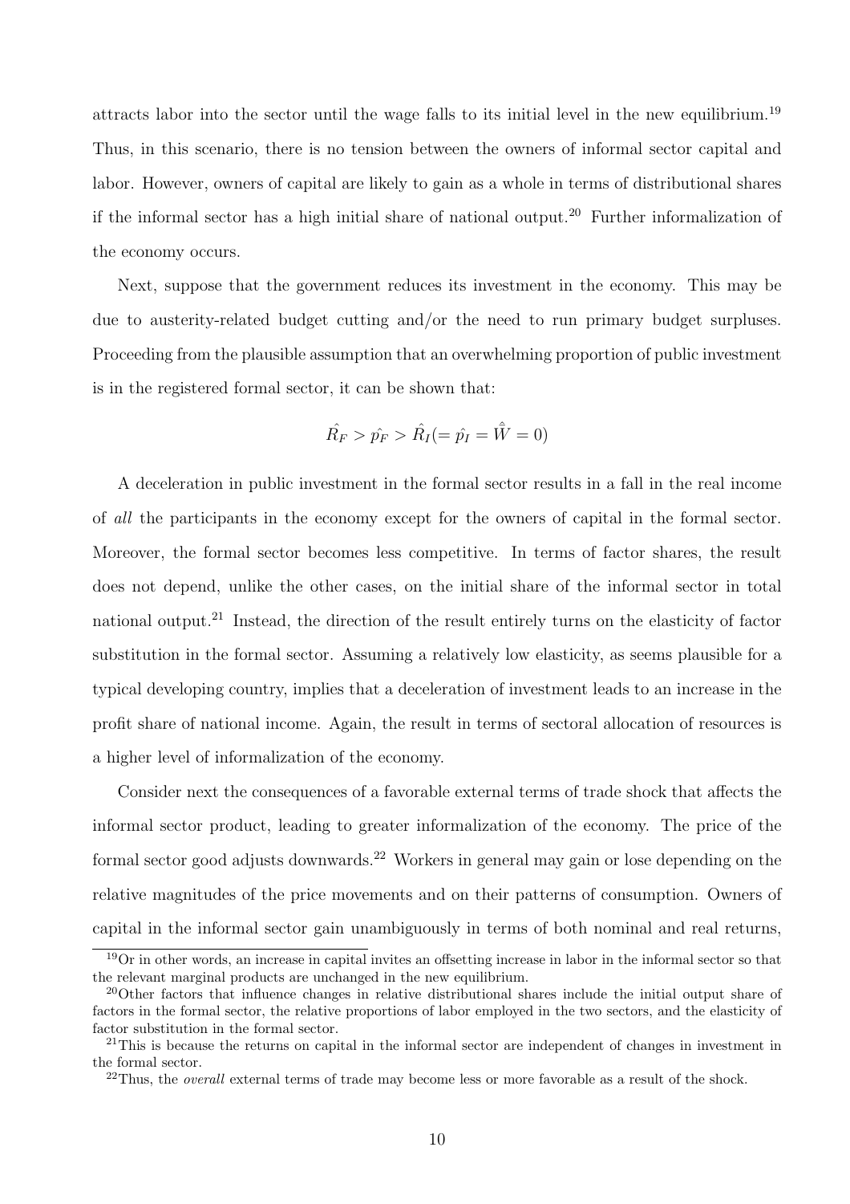attracts labor into the sector until the wage falls to its initial level in the new equilibrium.[19] Thus, in this scenario, there is no tension between the owners of informal sector capital and labor. However, owners of capital are likely to gain as a whole in terms of distributional shares if the informal sector has a high initial share of national output.[20] Further informalization of the economy occurs.

Next, suppose that the government reduces its investment in the economy. This may be due to austerity-related budget cutting and/or the need to run primary budget surpluses. Proceeding from the plausible assumption that an overwhelming proportion of public investment is in the registered formal sector, it can be shown that:

$$\hat{R_F} > \hat{p_F} > \hat{R_I} (= \hat{p_I} = \hat{\bar{W}} = 0)$$

A deceleration in public investment in the formal sector results in a fall in the real income of *all* the participants in the economy except for the owners of capital in the formal sector. Moreover, the formal sector becomes less competitive. In terms of factor shares, the result does not depend, unlike the other cases, on the initial share of the informal sector in total national output.[21] Instead, the direction of the result entirely turns on the elasticity of factor substitution in the formal sector. Assuming a relatively low elasticity, as seems plausible for a typical developing country, implies that a deceleration of investment leads to an increase in the profit share of national income. Again, the result in terms of sectoral allocation of resources is a higher level of informalization of the economy.

Consider next the consequences of a favorable external terms of trade shock that affects the informal sector product, leading to greater informalization of the economy. The price of the formal sector good adjusts downwards.[22] Workers in general may gain or lose depending on the relative magnitudes of the price movements and on their patterns of consumption. Owners of capital in the informal sector gain unambiguously in terms of both nominal and real returns,

[19] Or in other words, an increase in capital invites an offsetting increase in labor in the informal sector so that the relevant marginal products are unchanged in the new equilibrium.

[20] Other factors that influence changes in relative distributional shares include the initial output share of factors in the formal sector, the relative proportions of labor employed in the two sectors, and the elasticity of factor substitution in the formal sector.

[21] This is because the returns on capital in the informal sector are independent of changes in investment in the formal sector.

[22] Thus, the *overall* external terms of trade may become less or more favorable as a result of the shock.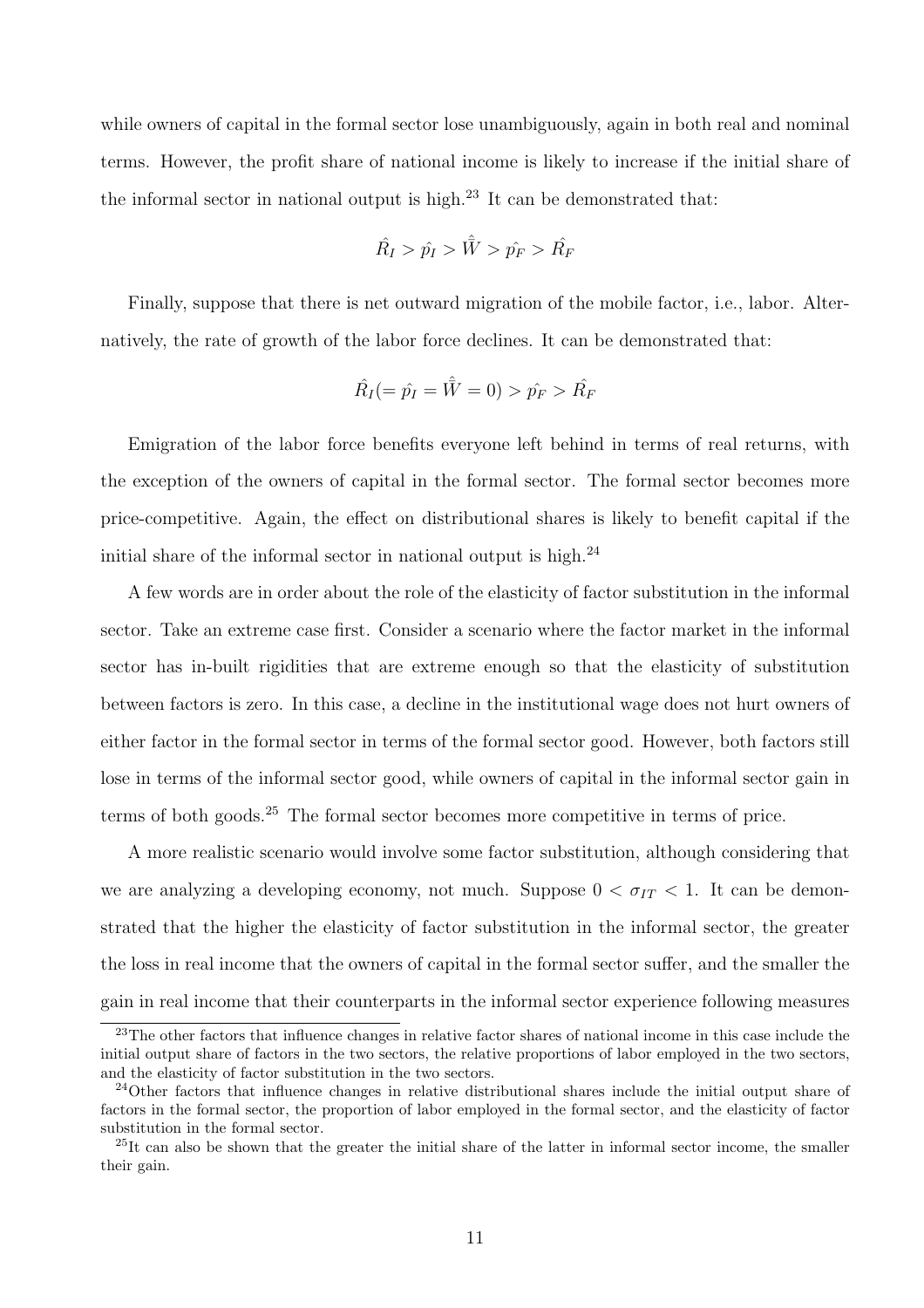while owners of capital in the formal sector lose unambiguously, again in both real and nominal terms. However, the profit share of national income is likely to increase if the initial share of the informal sector in national output is high.[23] It can be demonstrated that:

$$\hat{R_I} > \hat{p_I} > \hat{\bar{W}} > \hat{p_F} > \hat{R_F}$$

Finally, suppose that there is net outward migration of the mobile factor, i.e., labor. Alternatively, the rate of growth of the labor force declines. It can be demonstrated that:

$$\hat{R_I}(= \hat{p_I} = \hat{\bar{W}} = 0) > \hat{p_F} > \hat{R_F}$$

Emigration of the labor force benefits everyone left behind in terms of real returns, with the exception of the owners of capital in the formal sector. The formal sector becomes more price-competitive. Again, the effect on distributional shares is likely to benefit capital if the initial share of the informal sector in national output is high.[24]

A few words are in order about the role of the elasticity of factor substitution in the informal sector. Take an extreme case first. Consider a scenario where the factor market in the informal sector has in-built rigidities that are extreme enough so that the elasticity of substitution between factors is zero. In this case, a decline in the institutional wage does not hurt owners of either factor in the formal sector in terms of the formal sector good. However, both factors still lose in terms of the informal sector good, while owners of capital in the informal sector gain in terms of both goods.[25] The formal sector becomes more competitive in terms of price.

A more realistic scenario would involve some factor substitution, although considering that we are analyzing a developing economy, not much. Suppose $0 < \sigma_{IT} < 1$. It can be demonstrated that the higher the elasticity of factor substitution in the informal sector, the greater the loss in real income that the owners of capital in the formal sector suffer, and the smaller the gain in real income that their counterparts in the informal sector experience following measures

---

[23] The other factors that influence changes in relative factor shares of national income in this case include the initial output share of factors in the two sectors, the relative proportions of labor employed in the two sectors, and the elasticity of factor substitution in the two sectors.

[24] Other factors that influence changes in relative distributional shares include the initial output share of factors in the formal sector, the proportion of labor employed in the formal sector, and the elasticity of factor substitution in the formal sector.

[25] It can also be shown that the greater the initial share of the latter in informal sector income, the smaller their gain.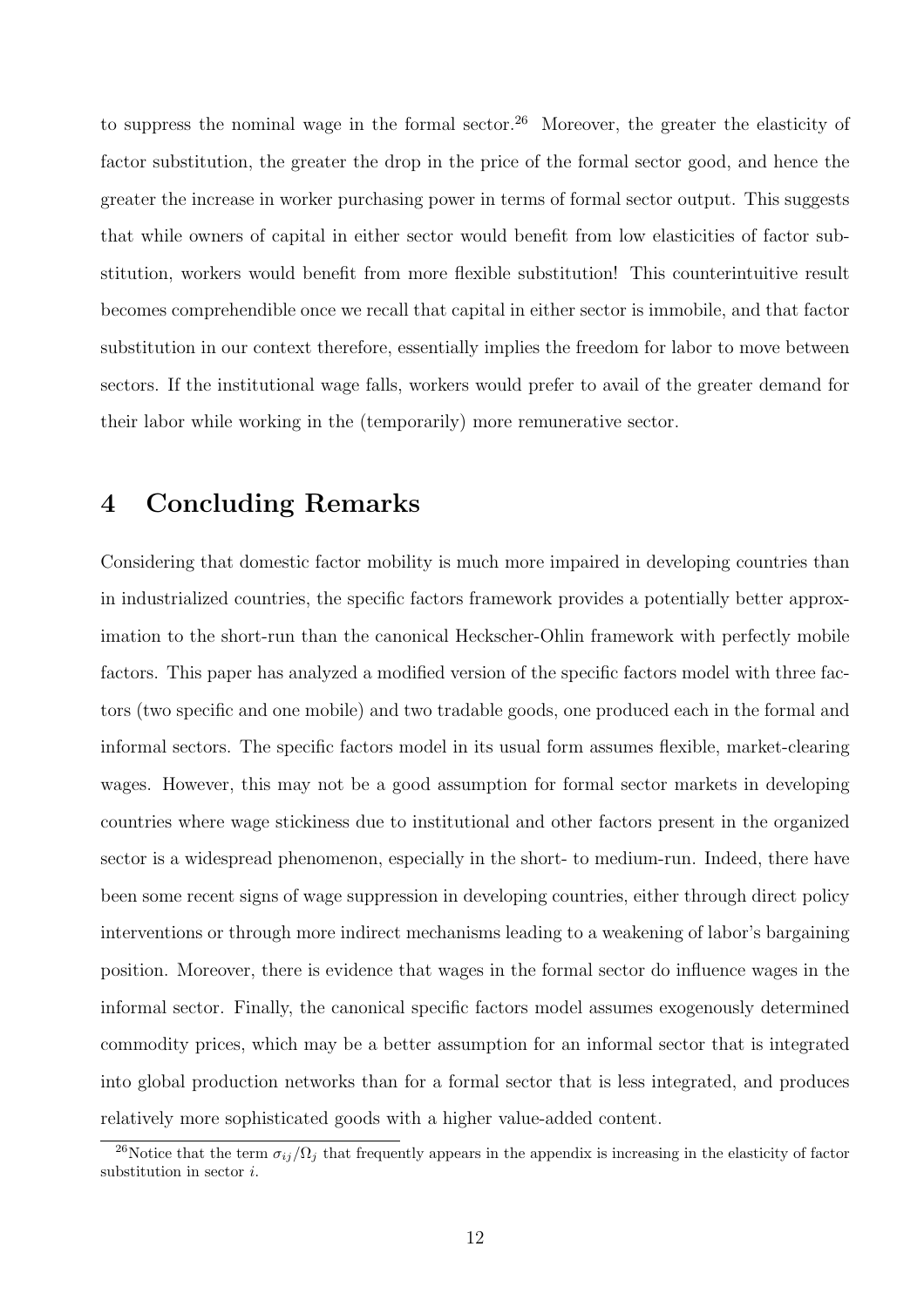to suppress the nominal wage in the formal sector.[26] Moreover, the greater the elasticity of factor substitution, the greater the drop in the price of the formal sector good, and hence the greater the increase in worker purchasing power in terms of formal sector output. This suggests that while owners of capital in either sector would benefit from low elasticities of factor substitution, workers would benefit from more flexible substitution! This counterintuitive result becomes comprehendible once we recall that capital in either sector is immobile, and that factor substitution in our context therefore, essentially implies the freedom for labor to move between sectors. If the institutional wage falls, workers would prefer to avail of the greater demand for their labor while working in the (temporarily) more remunerative sector.

# 4 Concluding Remarks

Considering that domestic factor mobility is much more impaired in developing countries than in industrialized countries, the specific factors framework provides a potentially better approximation to the short-run than the canonical Heckscher-Ohlin framework with perfectly mobile factors. This paper has analyzed a modified version of the specific factors model with three factors (two specific and one mobile) and two tradable goods, one produced each in the formal and informal sectors. The specific factors model in its usual form assumes flexible, market-clearing wages. However, this may not be a good assumption for formal sector markets in developing countries where wage stickiness due to institutional and other factors present in the organized sector is a widespread phenomenon, especially in the short- to medium-run. Indeed, there have been some recent signs of wage suppression in developing countries, either through direct policy interventions or through more indirect mechanisms leading to a weakening of labor's bargaining position. Moreover, there is evidence that wages in the formal sector do influence wages in the informal sector. Finally, the canonical specific factors model assumes exogenously determined commodity prices, which may be a better assumption for an informal sector that is integrated into global production networks than for a formal sector that is less integrated, and produces relatively more sophisticated goods with a higher value-added content.

[26] Notice that the term $\sigma_{ij}/\Omega_j$ that frequently appears in the appendix is increasing in the elasticity of factor substitution in sector $i$.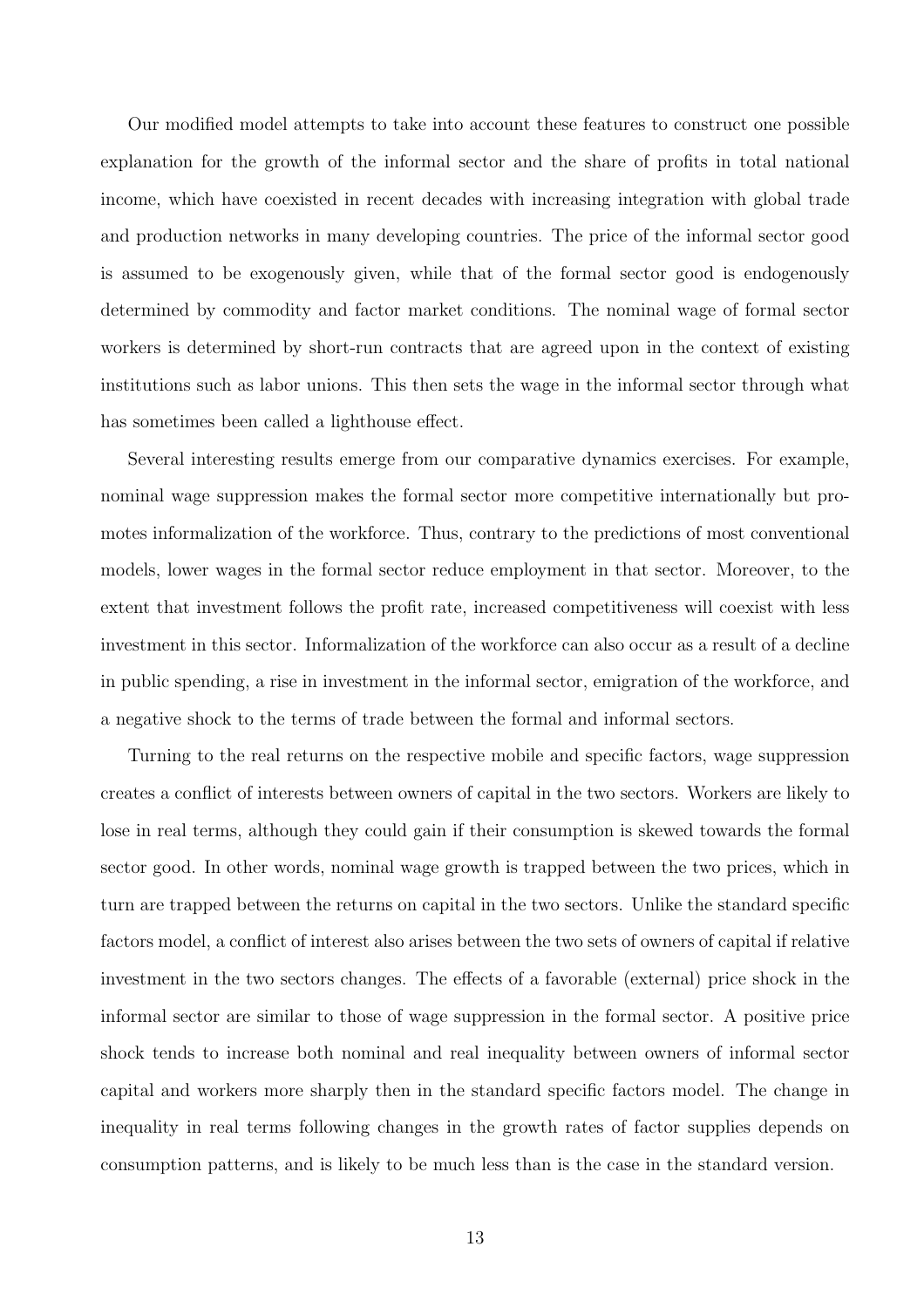Our modified model attempts to take into account these features to construct one possible explanation for the growth of the informal sector and the share of profits in total national income, which have coexisted in recent decades with increasing integration with global trade and production networks in many developing countries. The price of the informal sector good is assumed to be exogenously given, while that of the formal sector good is endogenously determined by commodity and factor market conditions. The nominal wage of formal sector workers is determined by short-run contracts that are agreed upon in the context of existing institutions such as labor unions. This then sets the wage in the informal sector through what has sometimes been called a lighthouse effect.

Several interesting results emerge from our comparative dynamics exercises. For example, nominal wage suppression makes the formal sector more competitive internationally but promotes informalization of the workforce. Thus, contrary to the predictions of most conventional models, lower wages in the formal sector reduce employment in that sector. Moreover, to the extent that investment follows the profit rate, increased competitiveness will coexist with less investment in this sector. Informalization of the workforce can also occur as a result of a decline in public spending, a rise in investment in the informal sector, emigration of the workforce, and a negative shock to the terms of trade between the formal and informal sectors.

Turning to the real returns on the respective mobile and specific factors, wage suppression creates a conflict of interests between owners of capital in the two sectors. Workers are likely to lose in real terms, although they could gain if their consumption is skewed towards the formal sector good. In other words, nominal wage growth is trapped between the two prices, which in turn are trapped between the returns on capital in the two sectors. Unlike the standard specific factors model, a conflict of interest also arises between the two sets of owners of capital if relative investment in the two sectors changes. The effects of a favorable (external) price shock in the informal sector are similar to those of wage suppression in the formal sector. A positive price shock tends to increase both nominal and real inequality between owners of informal sector capital and workers more sharply then in the standard specific factors model. The change in inequality in real terms following changes in the growth rates of factor supplies depends on consumption patterns, and is likely to be much less than is the case in the standard version.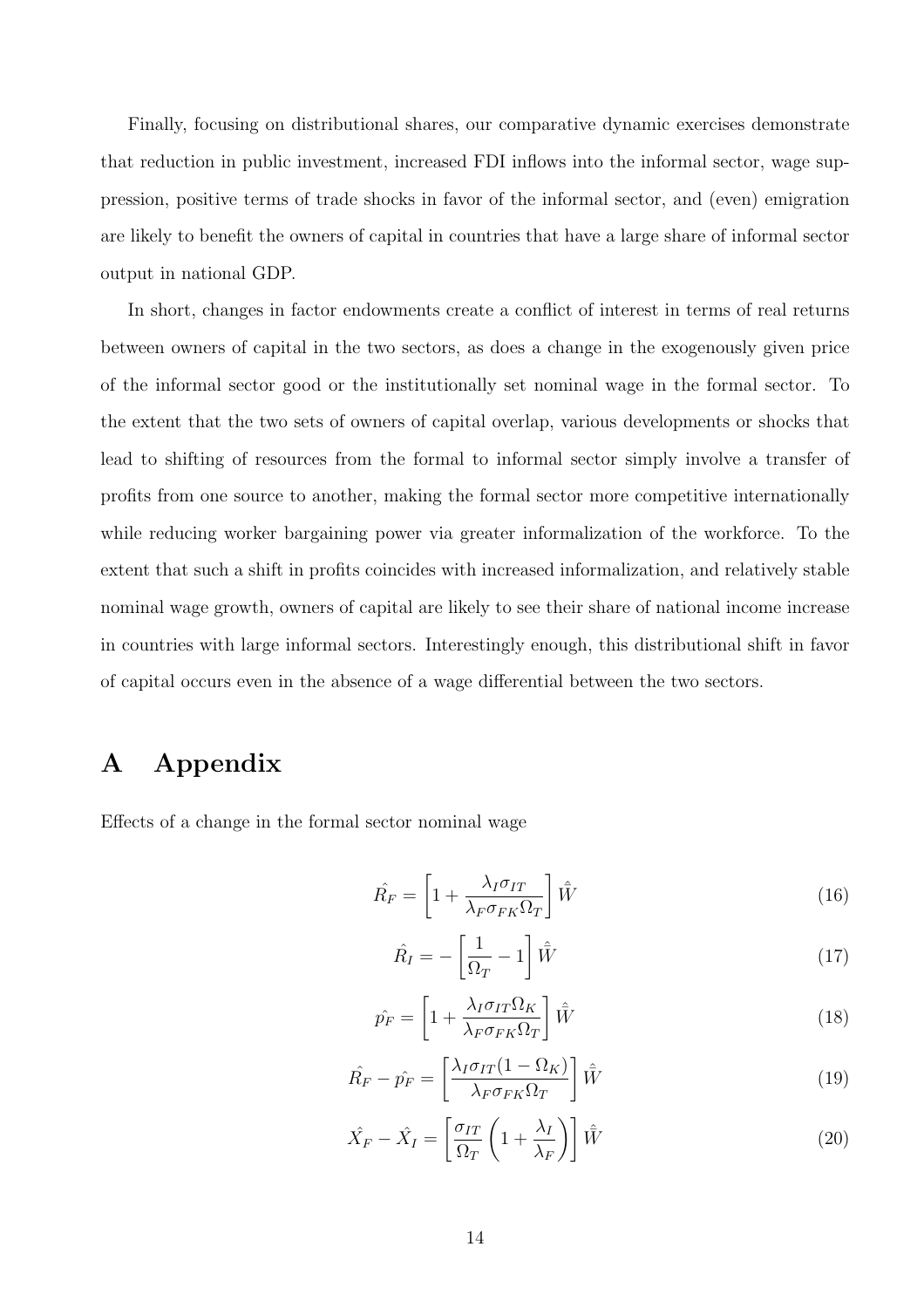Finally, focusing on distributional shares, our comparative dynamic exercises demonstrate that reduction in public investment, increased FDI inflows into the informal sector, wage suppression, positive terms of trade shocks in favor of the informal sector, and (even) emigration are likely to benefit the owners of capital in countries that have a large share of informal sector output in national GDP.

In short, changes in factor endowments create a conflict of interest in terms of real returns between owners of capital in the two sectors, as does a change in the exogenously given price of the informal sector good or the institutionally set nominal wage in the formal sector. To the extent that the two sets of owners of capital overlap, various developments or shocks that lead to shifting of resources from the formal to informal sector simply involve a transfer of profits from one source to another, making the formal sector more competitive internationally while reducing worker bargaining power via greater informalization of the workforce. To the extent that such a shift in profits coincides with increased informalization, and relatively stable nominal wage growth, owners of capital are likely to see their share of national income increase in countries with large informal sectors. Interestingly enough, this distributional shift in favor of capital occurs even in the absence of a wage differential between the two sectors.

# A Appendix

Effects of a change in the formal sector nominal wage

$$\hat{R_F} = \left[1 + \frac{\lambda_I \sigma_{IT}}{\lambda_F \sigma_{FK} \Omega_T}\right] \hat{\bar{W}} \tag{16}$$

$$\hat{R_I} = -\left[\frac{1}{\Omega_T} - 1\right] \hat{\bar{W}} \tag{17}$$

$$\hat{p_F} = \left[1 + \frac{\lambda_I \sigma_{IT} \Omega_K}{\lambda_F \sigma_{FK} \Omega_T}\right] \hat{\bar{W}} \tag{18}$$

$$\hat{R_F} - \hat{p_F} = \left[\frac{\lambda_I \sigma_{IT} (1 - \Omega_K)}{\lambda_F \sigma_{FK} \Omega_T}\right] \hat{\bar{W}} \tag{19}$$

$$\hat{X_F} - \hat{X_I} = \left[\frac{\sigma_{IT}}{\Omega_T}\left(1 + \frac{\lambda_I}{\lambda_F}\right)\right] \hat{\bar{W}} \tag{20}$$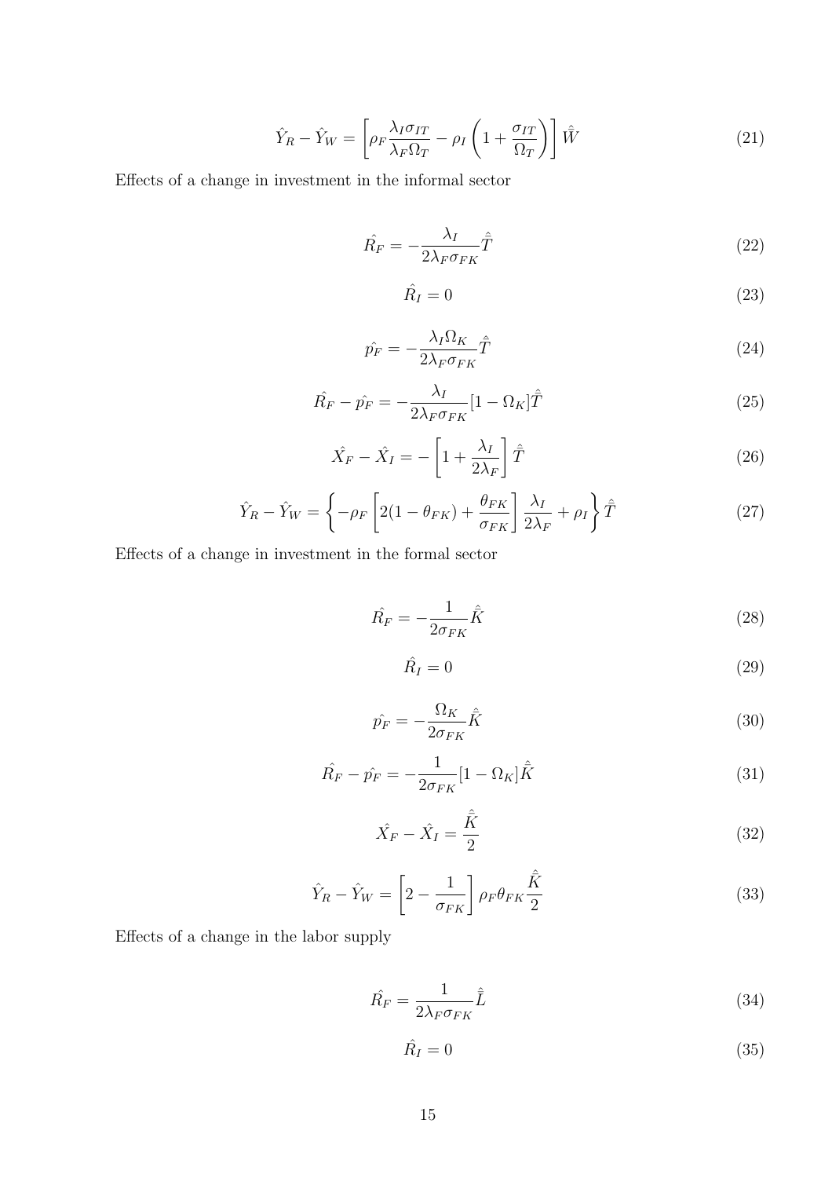$$\hat{Y}_R - \hat{Y}_W = \left[\rho_F \frac{\lambda_I \sigma_{IT}}{\lambda_F \Omega_T} - \rho_I \left(1 + \frac{\sigma_{IT}}{\Omega_T}\right)\right] \hat{\bar{W}} \tag{21}$$

Effects of a change in investment in the informal sector

$$\hat{R_F} = -\frac{\lambda_I}{2\lambda_F \sigma_{FK}} \hat{\bar{T}} \tag{22}$$

$$\hat{R_I} = 0 \tag{23}$$

$$\hat{p_F} = -\frac{\lambda_I \Omega_K}{2\lambda_F \sigma_{FK}} \hat{\bar{T}} \tag{24}$$

$$\hat{R_F} - \hat{p_F} = -\frac{\lambda_I}{2\lambda_F \sigma_{FK}} [1 - \Omega_K] \hat{\bar{T}} \tag{25}$$

$$\hat{X_F} - \hat{X_I} = -\left[1 + \frac{\lambda_I}{2\lambda_F}\right] \hat{\bar{T}} \tag{26}$$

$$\hat{Y}_R - \hat{Y}_W = \left\{-\rho_F \left[2(1 - \theta_{FK}) + \frac{\theta_{FK}}{\sigma_{FK}}\right] \frac{\lambda_I}{2\lambda_F} + \rho_I \right\} \hat{\bar{T}} \tag{27}$$

Effects of a change in investment in the formal sector

$$\hat{R_F} = -\frac{1}{2\sigma_{FK}} \hat{\bar{K}} \tag{28}$$

$$\hat{R_I} = 0 \tag{29}$$

$$\hat{p_F} = -\frac{\Omega_K}{2\sigma_{FK}} \hat{\bar{K}} \tag{30}$$

$$\hat{R_F} - \hat{p_F} = -\frac{1}{2\sigma_{FK}} [1 - \Omega_K] \hat{\bar{K}} \tag{31}$$

$$\hat{X_F} - \hat{X_I} = \frac{\hat{\bar{K}}}{2} \tag{32}$$

$$\hat{Y}_R - \hat{Y}_W = \left[2 - \frac{1}{\sigma_{FK}}\right] \rho_F \theta_{FK} \frac{\hat{\bar{K}}}{2} \tag{33}$$

Effects of a change in the labor supply

$$\hat{R_F} = \frac{1}{2\lambda_F \sigma_{FK}} \hat{\bar{L}} \tag{34}$$

$$\hat{R_I} = 0 \tag{35}$$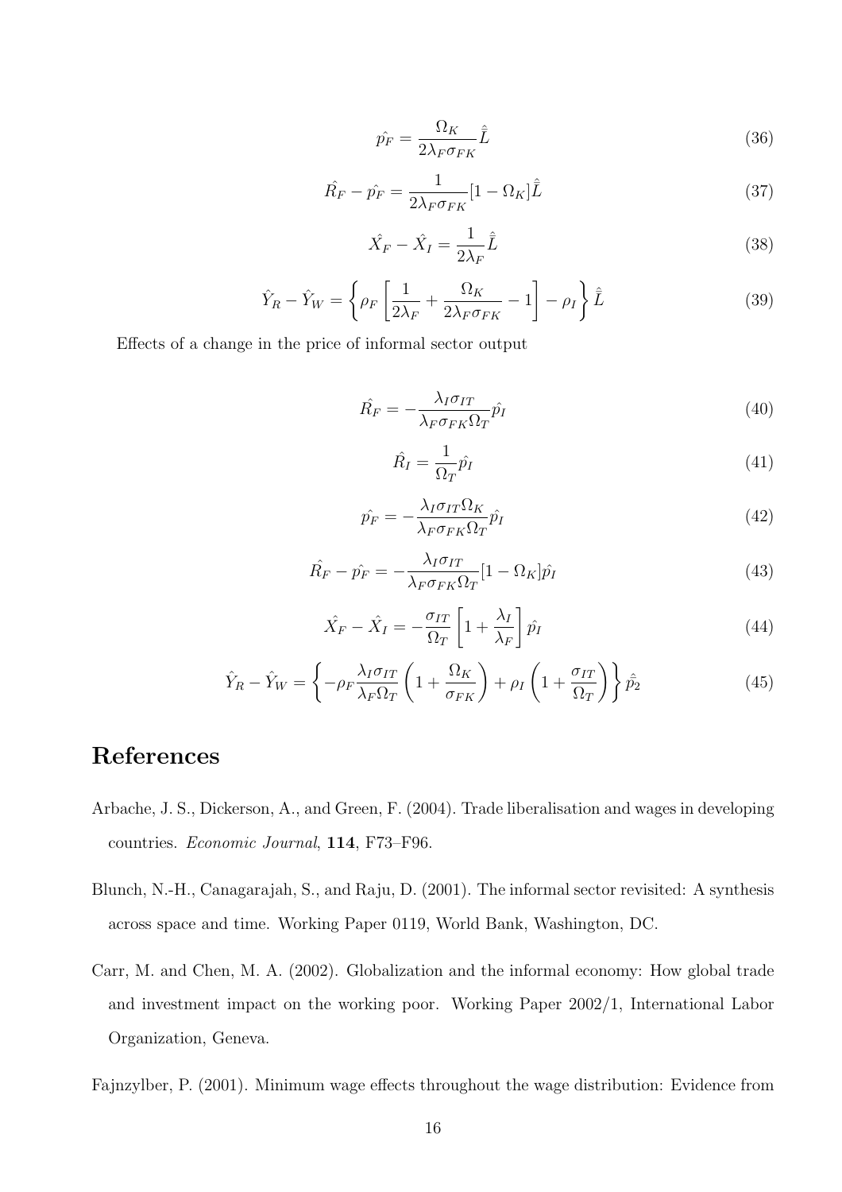$$\hat{p_F} = \frac{\Omega_K}{2\lambda_F \sigma_{FK}} \hat{\bar{L}} \tag{36}$$

$$\hat{R_F} - \hat{p_F} = \frac{1}{2\lambda_F \sigma_{FK}} [1 - \Omega_K] \hat{\bar{L}} \tag{37}$$

$$\hat{X_F} - \hat{X_I} = \frac{1}{2\lambda_F} \hat{\bar{L}} \tag{38}$$

$$\hat{Y_R} - \hat{Y_W} = \left\{ \rho_F \left[ \frac{1}{2\lambda_F} + \frac{\Omega_K}{2\lambda_F \sigma_{FK}} - 1 \right] - \rho_I \right\} \hat{\bar{L}} \tag{39}$$

Effects of a change in the price of informal sector output

$$\hat{R_F} = -\frac{\lambda_I \sigma_{IT}}{\lambda_F \sigma_{FK} \Omega_T} \hat{p_I} \tag{40}$$

$$\hat{R_I} = \frac{1}{\Omega_T} \hat{p_I} \tag{41}$$

$$\hat{p_F} = -\frac{\lambda_I \sigma_{IT} \Omega_K}{\lambda_F \sigma_{FK} \Omega_T} \hat{p_I} \tag{42}$$

$$\hat{R_F} - \hat{p_F} = -\frac{\lambda_I \sigma_{IT}}{\lambda_F \sigma_{FK} \Omega_T} [1 - \Omega_K] \hat{p_I} \tag{43}$$

$$\hat{X_F} - \hat{X_I} = -\frac{\sigma_{IT}}{\Omega_T} \left[ 1 + \frac{\lambda_I}{\lambda_F} \right] \hat{p_I} \tag{44}$$

$$\hat{Y_R} - \hat{Y_W} = \left\{ -\rho_F \frac{\lambda_I \sigma_{IT}}{\lambda_F \Omega_T} \left( 1 + \frac{\Omega_K}{\sigma_{FK}} \right) + \rho_I \left( 1 + \frac{\sigma_{IT}}{\Omega_T} \right) \right\} \hat{\bar{p}_2} \tag{45}$$

# References

Arbache, J. S., Dickerson, A., and Green, F. (2004). Trade liberalisation and wages in developing countries. *Economic Journal*, **114**, F73–F96.

Blunch, N.-H., Canagarajah, S., and Raju, D. (2001). The informal sector revisited: A synthesis across space and time. Working Paper 0119, World Bank, Washington, DC.

Carr, M. and Chen, M. A. (2002). Globalization and the informal economy: How global trade and investment impact on the working poor. Working Paper 2002/1, International Labor Organization, Geneva.

Fajnzylber, P. (2001). Minimum wage effects throughout the wage distribution: Evidence from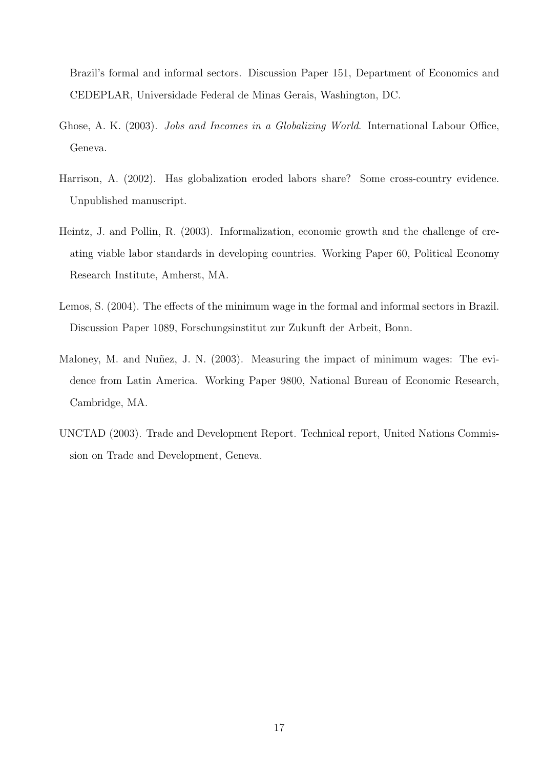Brazil's formal and informal sectors. Discussion Paper 151, Department of Economics and CEDEPLAR, Universidade Federal de Minas Gerais, Washington, DC.

Ghose, A. K. (2003). *Jobs and Incomes in a Globalizing World*. International Labour Office, Geneva.

Harrison, A. (2002). Has globalization eroded labors share? Some cross-country evidence. Unpublished manuscript.

Heintz, J. and Pollin, R. (2003). Informalization, economic growth and the challenge of creating viable labor standards in developing countries. Working Paper 60, Political Economy Research Institute, Amherst, MA.

Lemos, S. (2004). The effects of the minimum wage in the formal and informal sectors in Brazil. Discussion Paper 1089, Forschungsinstitut zur Zukunft der Arbeit, Bonn.

Maloney, M. and Nuñez, J. N. (2003). Measuring the impact of minimum wages: The evidence from Latin America. Working Paper 9800, National Bureau of Economic Research, Cambridge, MA.

UNCTAD (2003). Trade and Development Report. Technical report, United Nations Commission on Trade and Development, Geneva.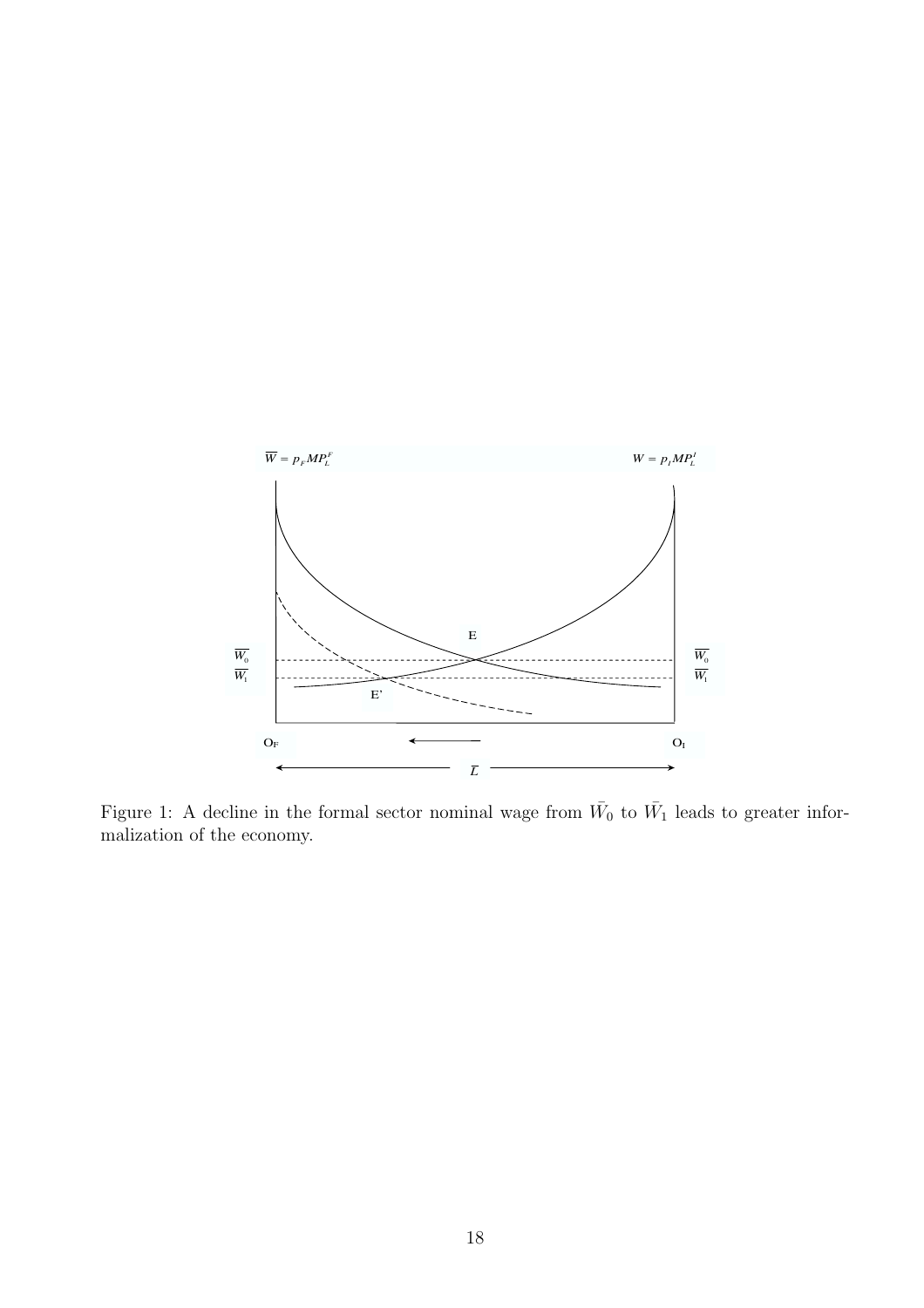$\overline{W} = p_F MP_L^F$

$W = p_I MP_L^I$

E

$\overline{W_0}$

$\overline{W_1}$

E'

$\overline{W_0}$

$\overline{W_1}$

$O_F$

$O_I$

$\overline{L}$

Figure 1: A decline in the formal sector nominal wage from $\bar{W}_0$ to $\bar{W}_1$ leads to greater informalization of the economy.